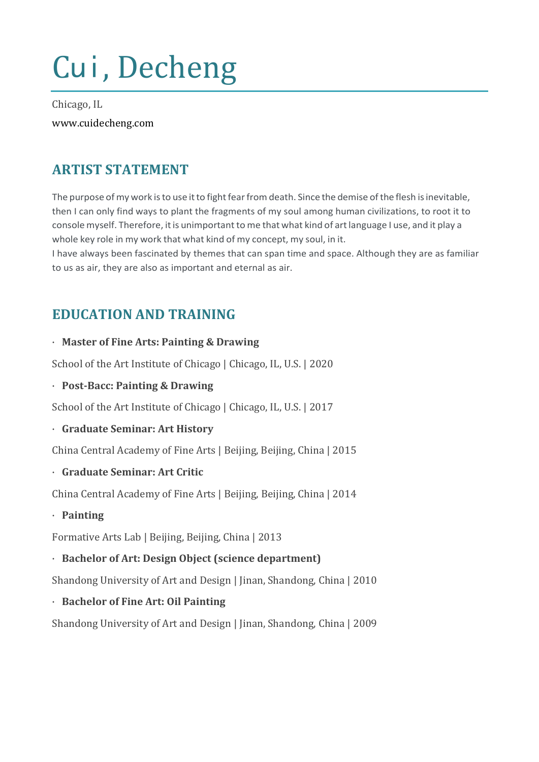# Cui, Decheng

Chicago, IL

www.cuidecheng.com

## ARTIST STATEMENT

The purpose of my work is to use it to fight fear from death. Since the demise of the flesh is inevitable, then I can only find ways to plant the fragments of my soul among human civilizations, to root it to console myself. Therefore, it is unimportant to me that what kind of art language I use, and it play a whole key role in my work that what kind of my concept, my soul, in it.
I have always been fascinated by themes that can span time and space. Although they are as familiar to us as air, they are also as important and eternal as air.

## EDUCATION AND TRAINING

- **Master of Fine Arts: Painting & Drawing**

School of the Art Institute of Chicago | Chicago, IL, U.S. | 2020

- **Post-Bacc: Painting & Drawing**

School of the Art Institute of Chicago | Chicago, IL, U.S. | 2017

- **Graduate Seminar: Art History**

China Central Academy of Fine Arts | Beijing, Beijing, China | 2015

- **Graduate Seminar: Art Critic**

China Central Academy of Fine Arts | Beijing, Beijing, China | 2014

- **Painting**

Formative Arts Lab | Beijing, Beijing, China | 2013

- **Bachelor of Art: Design Object (science department)**

Shandong University of Art and Design | Jinan, Shandong, China | 2010

- **Bachelor of Fine Art: Oil Painting**

Shandong University of Art and Design | Jinan, Shandong, China | 2009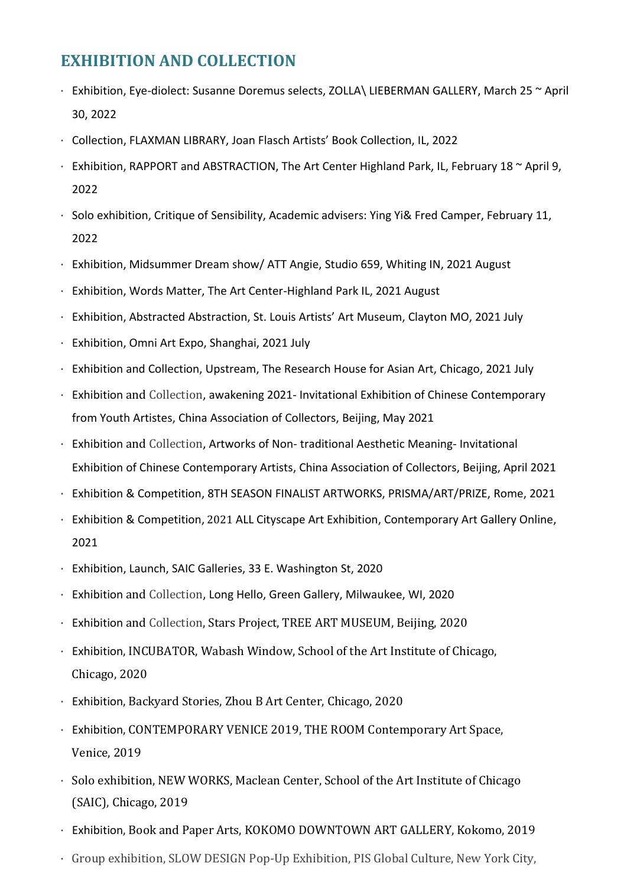## EXHIBITION AND COLLECTION

- Exhibition, Eye-diolect: Susanne Doremus selects, ZOLLA\ LIEBERMAN GALLERY, March 25 ~ April 30, 2022
- Collection, FLAXMAN LIBRARY, Joan Flasch Artists' Book Collection, IL, 2022
- Exhibition, RAPPORT and ABSTRACTION, The Art Center Highland Park, IL, February 18 ~ April 9, 2022
- Solo exhibition, Critique of Sensibility, Academic advisers: Ying Yi& Fred Camper, February 11, 2022
- Exhibition, Midsummer Dream show/ ATT Angie, Studio 659, Whiting IN, 2021 August
- Exhibition, Words Matter, The Art Center-Highland Park IL, 2021 August
- Exhibition, Abstracted Abstraction, St. Louis Artists' Art Museum, Clayton MO, 2021 July
- Exhibition, Omni Art Expo, Shanghai, 2021 July
- Exhibition and Collection, Upstream, The Research House for Asian Art, Chicago, 2021 July
- Exhibition and Collection, awakening 2021- Invitational Exhibition of Chinese Contemporary from Youth Artistes, China Association of Collectors, Beijing, May 2021
- Exhibition and Collection, Artworks of Non- traditional Aesthetic Meaning- Invitational Exhibition of Chinese Contemporary Artists, China Association of Collectors, Beijing, April 2021
- Exhibition & Competition, 8TH SEASON FINALIST ARTWORKS, PRISMA/ART/PRIZE, Rome, 2021
- Exhibition & Competition, 2021 ALL Cityscape Art Exhibition, Contemporary Art Gallery Online, 2021
- Exhibition, Launch, SAIC Galleries, 33 E. Washington St, 2020
- Exhibition and Collection, Long Hello, Green Gallery, Milwaukee, WI, 2020
- Exhibition and Collection, Stars Project, TREE ART MUSEUM, Beijing, 2020
- Exhibition, INCUBATOR, Wabash Window, School of the Art Institute of Chicago, Chicago, 2020
- Exhibition, Backyard Stories, Zhou B Art Center, Chicago, 2020
- Exhibition, CONTEMPORARY VENICE 2019, THE ROOM Contemporary Art Space, Venice, 2019
- Solo exhibition, NEW WORKS, Maclean Center, School of the Art Institute of Chicago (SAIC), Chicago, 2019
- Exhibition, Book and Paper Arts, KOKOMO DOWNTOWN ART GALLERY, Kokomo, 2019
- Group exhibition, SLOW DESIGN Pop-Up Exhibition, PIS Global Culture, New York City,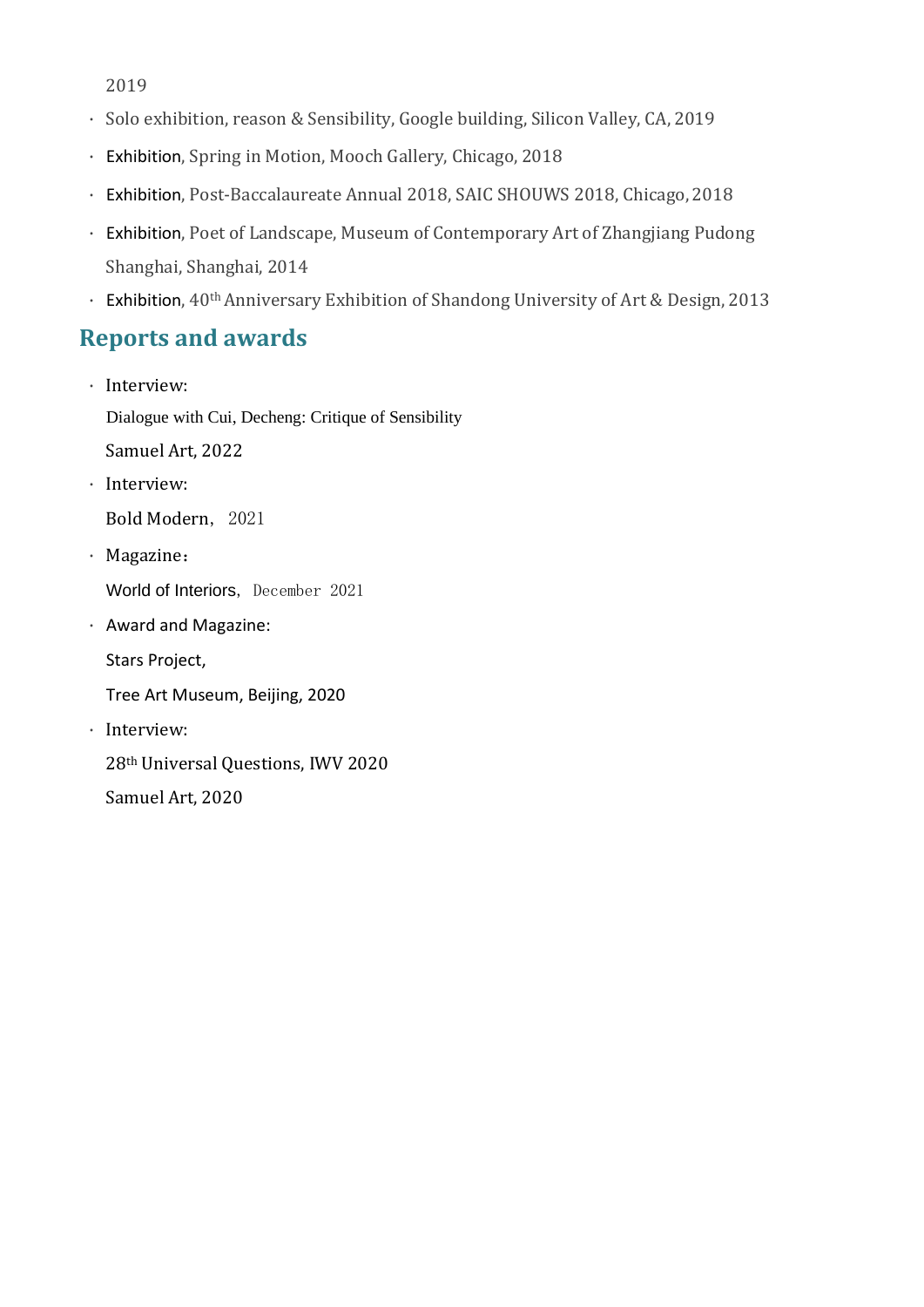2019

- Solo exhibition, reason & Sensibility, Google building, Silicon Valley, CA, 2019
- Exhibition, Spring in Motion, Mooch Gallery, Chicago, 2018
- Exhibition, Post-Baccalaureate Annual 2018, SAIC SHOUWS 2018, Chicago, 2018
- Exhibition, Poet of Landscape, Museum of Contemporary Art of Zhangjiang Pudong Shanghai, Shanghai, 2014
- Exhibition, 40th Anniversary Exhibition of Shandong University of Art & Design, 2013

## Reports and awards

- Interview:

  Dialogue with Cui, Decheng: Critique of Sensibility

  Samuel Art, 2022
- Interview:

  Bold Modern， 2021
- Magazine：

  World of Interiors, December 2021
- Award and Magazine:

  Stars Project,

  Tree Art Museum, Beijing, 2020
- Interview:

  28th Universal Questions, IWV 2020

  Samuel Art, 2020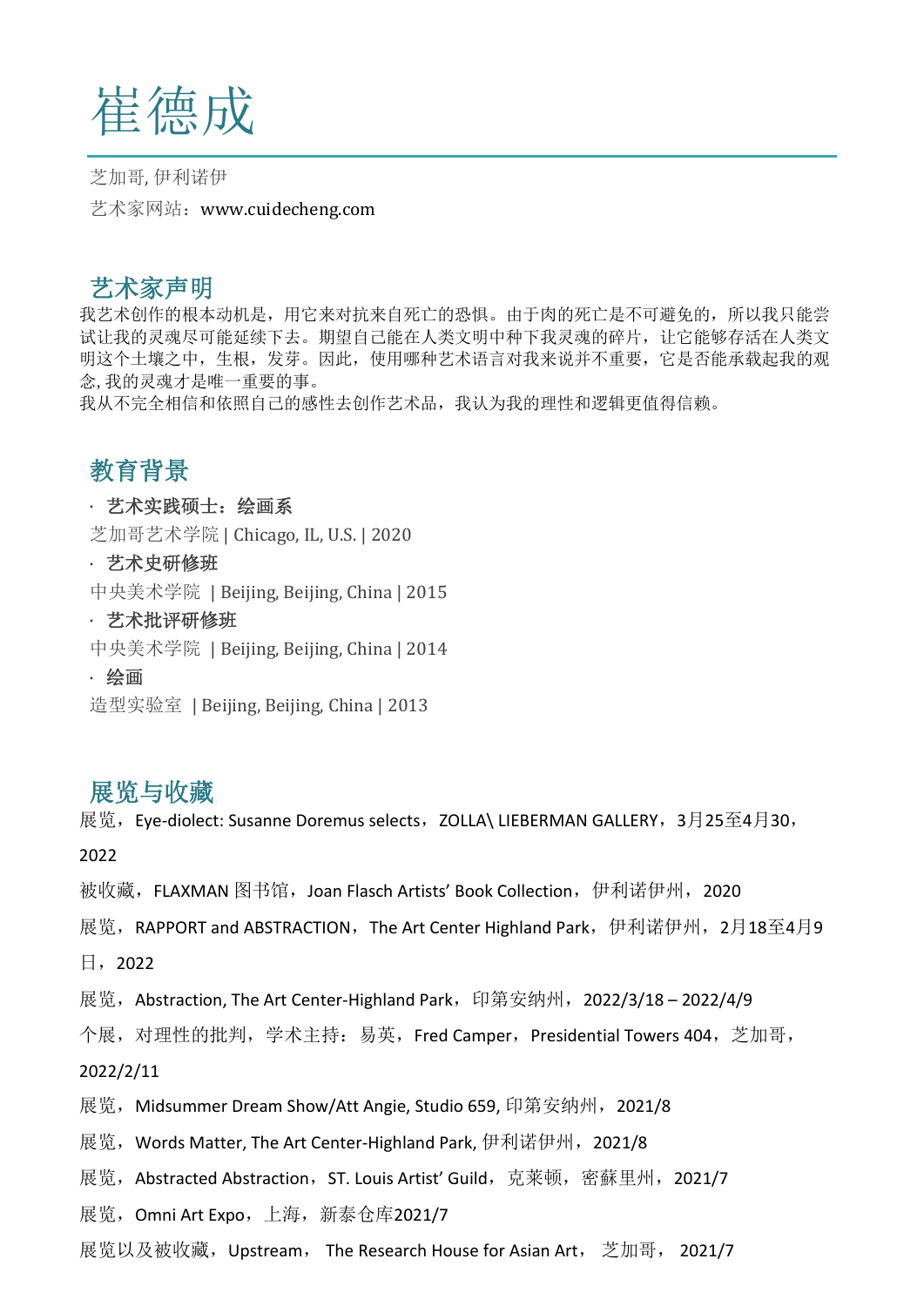# 崔德成

芝加哥, 伊利诺伊

艺术家网站：www.cuidecheng.com

## 艺术家声明

我艺术创作的根本动机是，用它来对抗来自死亡的恐惧。由于肉的死亡是不可避免的，所以我只能尝试让我的灵魂尽可能延续下去。期望自己能在人类文明中种下我灵魂的碎片，让它能够存活在人类文明这个土壤之中，生根，发芽。因此，使用哪种艺术语言对我来说并不重要，它是否能承载起我的观念, 我的灵魂才是唯一重要的事。

我从不完全相信和依照自己的感性去创作艺术品，我认为我的理性和逻辑更值得信赖。

## 教育背景

- **艺术实践硕士：绘画系**

  芝加哥艺术学院 | Chicago, IL, U.S. | 2020
- **艺术史研修班**

  中央美术学院 | Beijing, Beijing, China | 2015
- **艺术批评研修班**

  中央美术学院 | Beijing, Beijing, China | 2014
- **绘画**

  造型实验室 | Beijing, Beijing, China | 2013

## 展览与收藏

展览，Eye-diolect: Susanne Doremus selects，ZOLLA\ LIEBERMAN GALLERY，3月25至4月30，2022

被收藏，FLAXMAN 图书馆，Joan Flasch Artists' Book Collection，伊利诺伊州，2020

展览，RAPPORT and ABSTRACTION，The Art Center Highland Park，伊利诺伊州，2月18至4月9日，2022

展览，Abstraction, The Art Center-Highland Park，印第安纳州，2022/3/18 – 2022/4/9

个展，对理性的批判，学术主持：易英，Fred Camper，Presidential Towers 404，芝加哥，2022/2/11

展览，Midsummer Dream Show/Att Angie, Studio 659, 印第安纳州，2021/8

展览，Words Matter, The Art Center-Highland Park, 伊利诺伊州，2021/8

展览，Abstracted Abstraction，ST. Louis Artist' Guild，克莱顿，密蘇里州，2021/7

展览，Omni Art Expo，上海，新泰仓库2021/7

展览以及被收藏，Upstream， The Research House for Asian Art， 芝加哥， 2021/7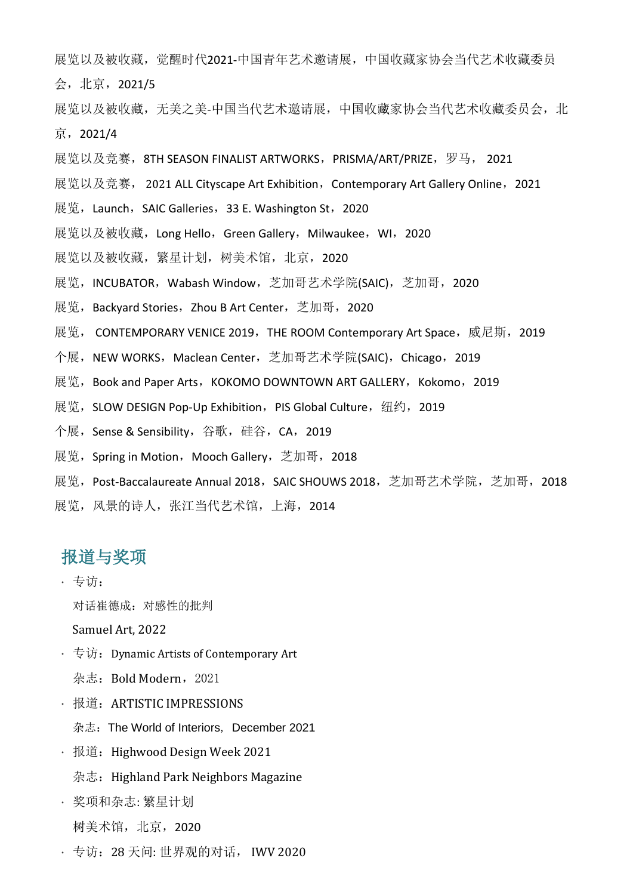展览以及被收藏，觉醒时代2021-中国青年艺术邀请展，中国收藏家协会当代艺术收藏委员会，北京，2021/5

展览以及被收藏，无美之美-中国当代艺术邀请展，中国收藏家协会当代艺术收藏委员会，北京，2021/4

展览以及竞赛，8TH SEASON FINALIST ARTWORKS，PRISMA/ART/PRIZE，罗马， 2021

展览以及竞赛， 2021 ALL Cityscape Art Exhibition，Contemporary Art Gallery Online，2021

展览，Launch，SAIC Galleries，33 E. Washington St，2020

展览以及被收藏，Long Hello，Green Gallery，Milwaukee，WI，2020

展览以及被收藏，繁星计划，树美术馆，北京，2020

展览，INCUBATOR，Wabash Window，芝加哥艺术学院(SAIC)，芝加哥，2020

展览，Backyard Stories，Zhou B Art Center，芝加哥，2020

展览， CONTEMPORARY VENICE 2019，THE ROOM Contemporary Art Space，威尼斯，2019

个展，NEW WORKS，Maclean Center，芝加哥艺术学院(SAIC)，Chicago，2019

展览，Book and Paper Arts，KOKOMO DOWNTOWN ART GALLERY，Kokomo，2019

展览，SLOW DESIGN Pop-Up Exhibition，PIS Global Culture，纽约，2019

个展，Sense & Sensibility，谷歌，硅谷，CA，2019

展览，Spring in Motion，Mooch Gallery，芝加哥，2018

展览，Post-Baccalaureate Annual 2018，SAIC SHOUWS 2018，芝加哥艺术学院，芝加哥，2018

展览，风景的诗人，张江当代艺术馆，上海，2014

## 报道与奖项

- 专访：

  对话崔德成：对感性的批判

  Samuel Art, 2022

- 专访：Dynamic Artists of Contemporary Art

  杂志：Bold Modern，2021

- 报道：ARTISTIC IMPRESSIONS

  杂志：The World of Interiors，December 2021

- 报道：Highwood Design Week 2021

  杂志：Highland Park Neighbors Magazine

- 奖项和杂志: 繁星计划

  树美术馆，北京，2020

- 专访：28 天问: 世界观的对话， IWV 2020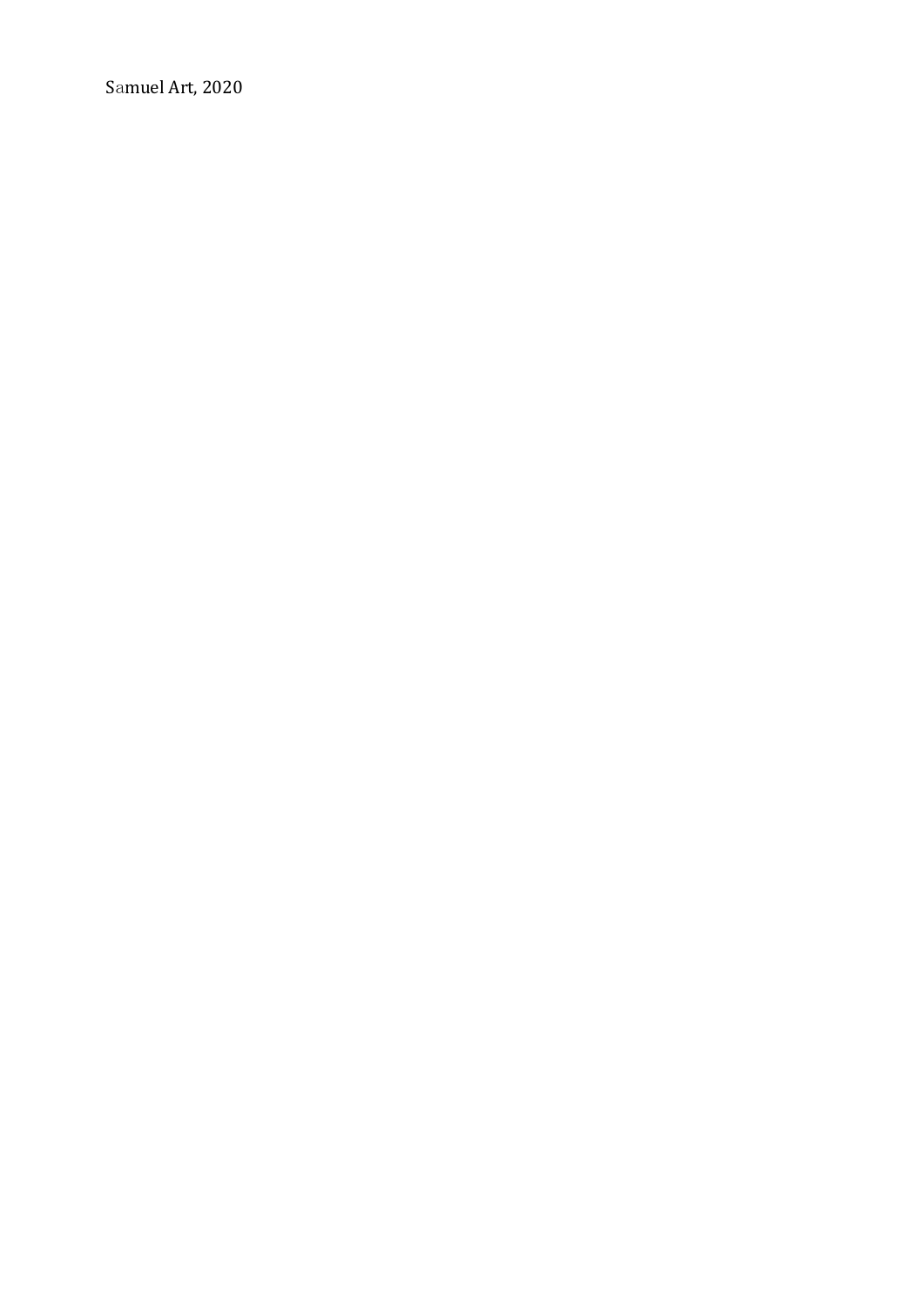Samuel Art, 2020